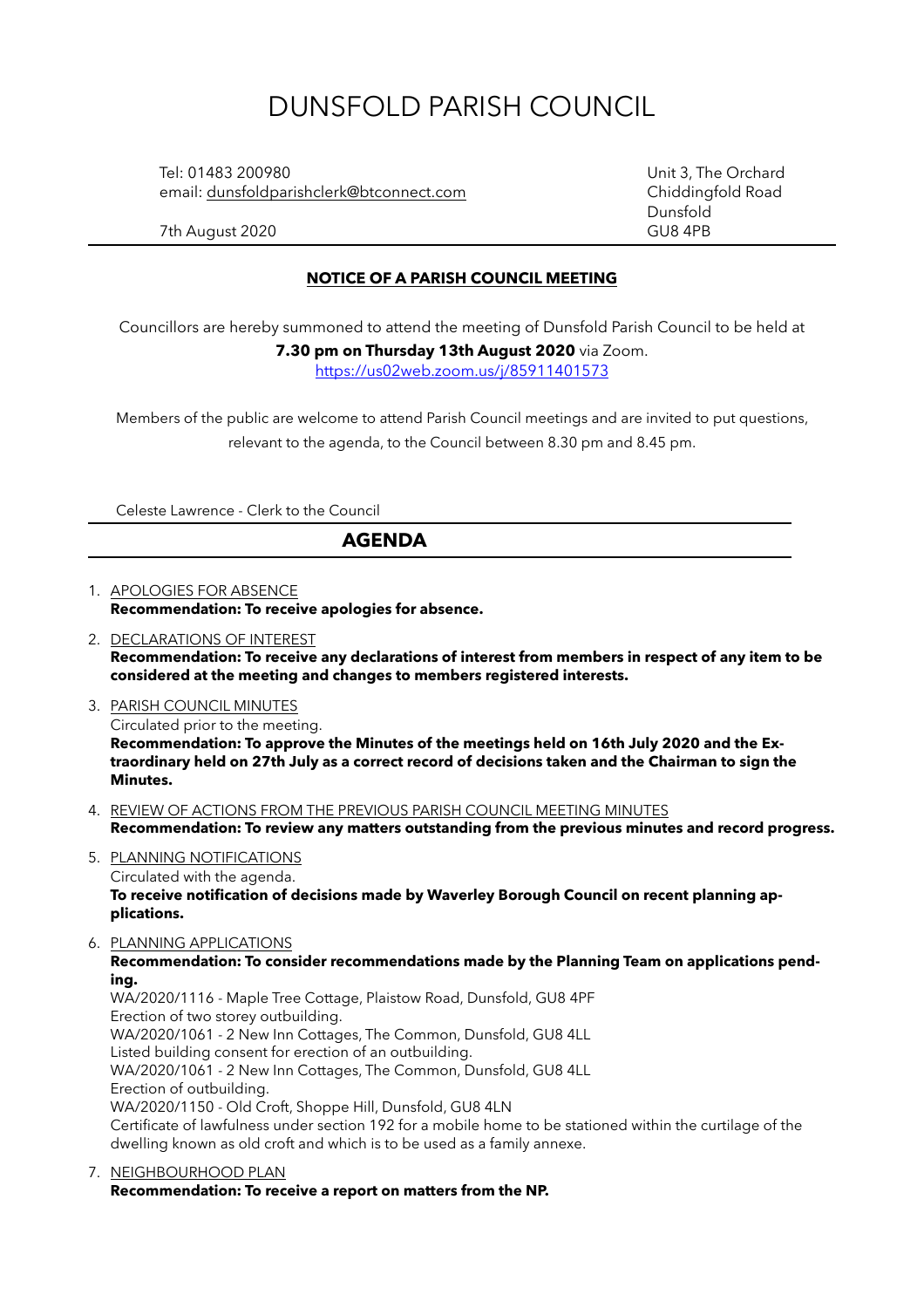# DUNSFOLD PARISH COUNCIL

Tel: 01483 200980
email: dunsfoldparishclerk@btconnect.com

7th August 2020

Unit 3, The Orchard
Chiddingfold Road
Dunsfold
GU8 4PB

**NOTICE OF A PARISH COUNCIL MEETING**

Councillors are hereby summoned to attend the meeting of Dunsfold Parish Council to be held at **7.30 pm on Thursday 13th August 2020** via Zoom.
https://us02web.zoom.us/j/85911401573

Members of the public are welcome to attend Parish Council meetings and are invited to put questions, relevant to the agenda, to the Council between 8.30 pm and 8.45 pm.

Celeste Lawrence - Clerk to the Council

## AGENDA

1. APOLOGIES FOR ABSENCE
   **Recommendation: To receive apologies for absence.**
2. DECLARATIONS OF INTEREST
   **Recommendation: To receive any declarations of interest from members in respect of any item to be considered at the meeting and changes to members registered interests.**
3. PARISH COUNCIL MINUTES
   Circulated prior to the meeting.
   **Recommendation: To approve the Minutes of the meetings held on 16th July 2020 and the Extraordinary held on 27th July as a correct record of decisions taken and the Chairman to sign the Minutes.**
4. REVIEW OF ACTIONS FROM THE PREVIOUS PARISH COUNCIL MEETING MINUTES
   **Recommendation: To review any matters outstanding from the previous minutes and record progress.**
5. PLANNING NOTIFICATIONS
   Circulated with the agenda.
   **To receive notification of decisions made by Waverley Borough Council on recent planning applications.**
6. PLANNING APPLICATIONS
   **Recommendation: To consider recommendations made by the Planning Team on applications pending.**
   WA/2020/1116 - Maple Tree Cottage, Plaistow Road, Dunsfold, GU8 4PF
   Erection of two storey outbuilding.
   WA/2020/1061 - 2 New Inn Cottages, The Common, Dunsfold, GU8 4LL
   Listed building consent for erection of an outbuilding.
   WA/2020/1061 - 2 New Inn Cottages, The Common, Dunsfold, GU8 4LL
   Erection of outbuilding.
   WA/2020/1150 - Old Croft, Shoppe Hill, Dunsfold, GU8 4LN
   Certificate of lawfulness under section 192 for a mobile home to be stationed within the curtilage of the dwelling known as old croft and which is to be used as a family annexe.
7. NEIGHBOURHOOD PLAN
   **Recommendation: To receive a report on matters from the NP.**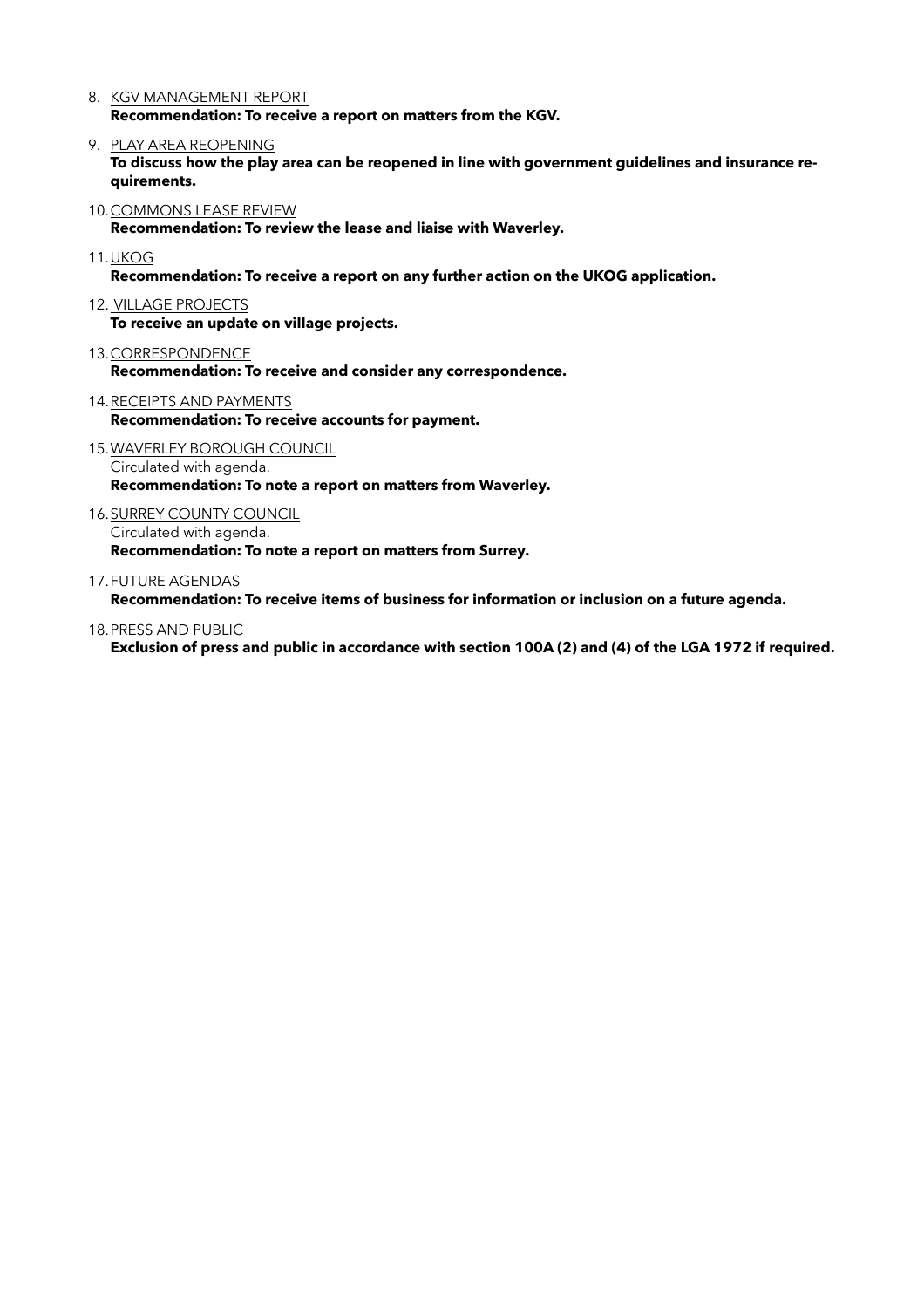8. <u>KGV MANAGEMENT REPORT</u>
   **Recommendation: To receive a report on matters from the KGV.**
9. <u>PLAY AREA REOPENING</u>
   **To discuss how the play area can be reopened in line with government guidelines and insurance requirements.**
10. <u>COMMONS LEASE REVIEW</u>
    **Recommendation: To review the lease and liaise with Waverley.**
11. <u>UKOG</u>
    **Recommendation: To receive a report on any further action on the UKOG application.**
12. <u>VILLAGE PROJECTS</u>
    **To receive an update on village projects.**
13. <u>CORRESPONDENCE</u>
    **Recommendation: To receive and consider any correspondence.**
14. <u>RECEIPTS AND PAYMENTS</u>
    **Recommendation: To receive accounts for payment.**
15. <u>WAVERLEY BOROUGH COUNCIL</u>
    Circulated with agenda.
    **Recommendation: To note a report on matters from Waverley.**
16. <u>SURREY COUNTY COUNCIL</u>
    Circulated with agenda.
    **Recommendation: To note a report on matters from Surrey.**
17. <u>FUTURE AGENDAS</u>
    **Recommendation: To receive items of business for information or inclusion on a future agenda.**
18. <u>PRESS AND PUBLIC</u>
    **Exclusion of press and public in accordance with section 100A (2) and (4) of the LGA 1972 if required.**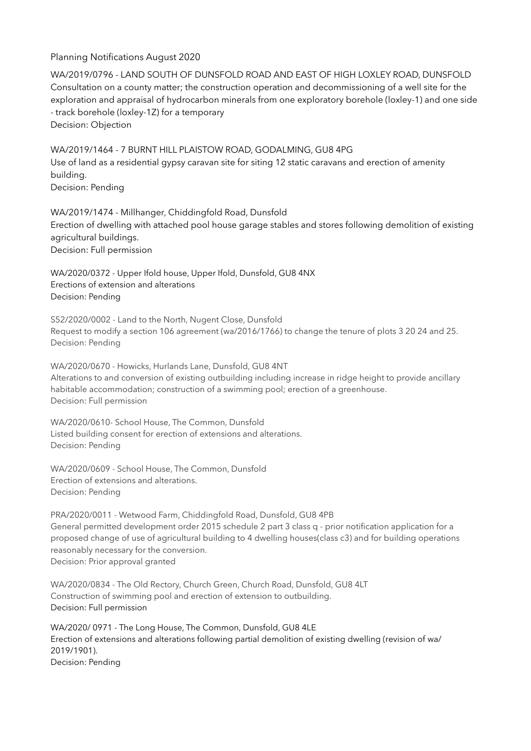Planning Notifications August 2020

WA/2019/0796 - LAND SOUTH OF DUNSFOLD ROAD AND EAST OF HIGH LOXLEY ROAD, DUNSFOLD
Consultation on a county matter; the construction operation and decommissioning of a well site for the exploration and appraisal of hydrocarbon minerals from one exploratory borehole (loxley-1) and one side - track borehole (loxley-1Z) for a temporary
Decision: Objection

WA/2019/1464 - 7 BURNT HILL PLAISTOW ROAD, GODALMING, GU8 4PG
Use of land as a residential gypsy caravan site for siting 12 static caravans and erection of amenity building.
Decision: Pending

WA/2019/1474 - Millhanger, Chiddingfold Road, Dunsfold
Erection of dwelling with attached pool house garage stables and stores following demolition of existing agricultural buildings.
Decision: Full permission

WA/2020/0372 - Upper Ifold house, Upper Ifold, Dunsfold, GU8 4NX
Erections of extension and alterations
Decision: Pending

S52/2020/0002 - Land to the North, Nugent Close, Dunsfold
Request to modify a section 106 agreement (wa/2016/1766) to change the tenure of plots 3 20 24 and 25.
Decision: Pending

WA/2020/0670 - Howicks, Hurlands Lane, Dunsfold, GU8 4NT
Alterations to and conversion of existing outbuilding including increase in ridge height to provide ancillary habitable accommodation; construction of a swimming pool; erection of a greenhouse.
Decision: Full permission

WA/2020/0610- School House, The Common, Dunsfold
Listed building consent for erection of extensions and alterations.
Decision: Pending

WA/2020/0609 - School House, The Common, Dunsfold
Erection of extensions and alterations.
Decision: Pending

PRA/2020/0011 - Wetwood Farm, Chiddingfold Road, Dunsfold, GU8 4PB
General permitted development order 2015 schedule 2 part 3 class q - prior notification application for a proposed change of use of agricultural building to 4 dwelling houses(class c3) and for building operations reasonably necessary for the conversion.
Decision: Prior approval granted

WA/2020/0834 - The Old Rectory, Church Green, Church Road, Dunsfold, GU8 4LT
Construction of swimming pool and erection of extension to outbuilding.
Decision: Full permission

WA/2020/ 0971 - The Long House, The Common, Dunsfold, GU8 4LE
Erection of extensions and alterations following partial demolition of existing dwelling (revision of wa/ 2019/1901).
Decision: Pending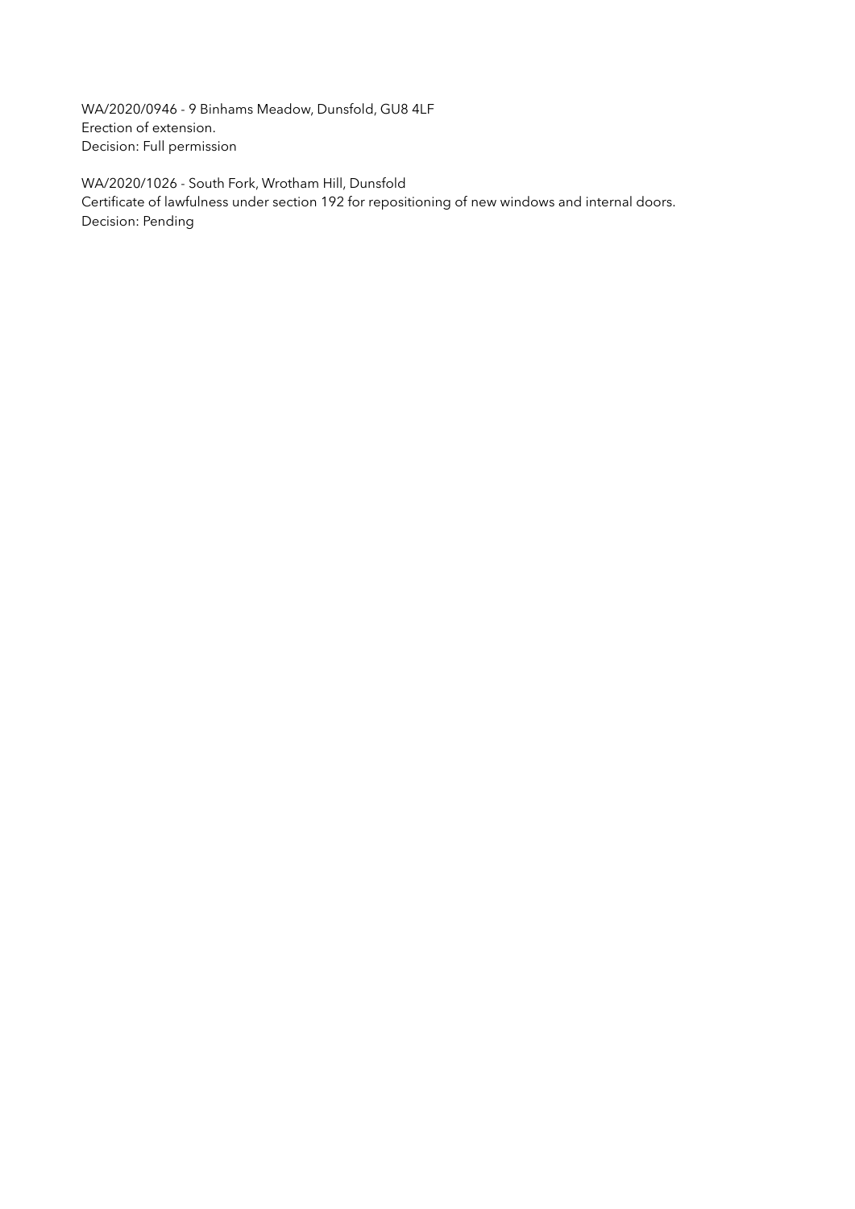WA/2020/0946 - 9 Binhams Meadow, Dunsfold, GU8 4LF
Erection of extension.
Decision: Full permission

WA/2020/1026 - South Fork, Wrotham Hill, Dunsfold
Certificate of lawfulness under section 192 for repositioning of new windows and internal doors.
Decision: Pending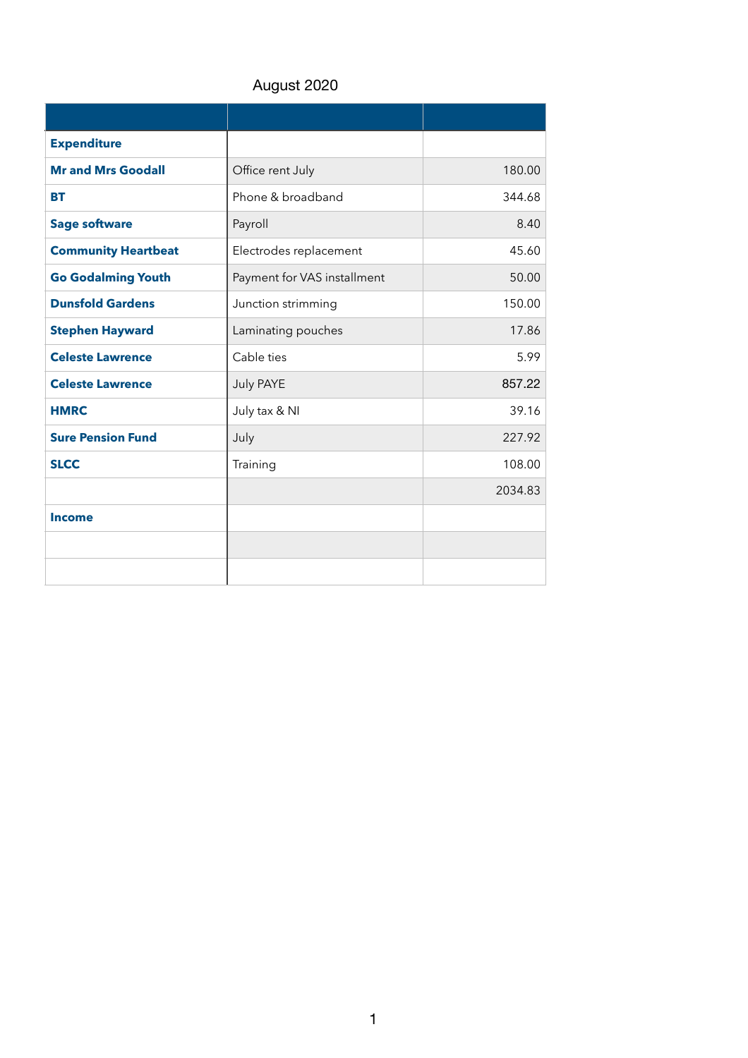August 2020

| | | |
|---|---|---|
| **Expenditure** | | |
| **Mr and Mrs Goodall** | Office rent July | 180.00 |
| **BT** | Phone & broadband | 344.68 |
| **Sage software** | Payroll | 8.40 |
| **Community Heartbeat** | Electrodes replacement | 45.60 |
| **Go Godalming Youth** | Payment for VAS installment | 50.00 |
| **Dunsfold Gardens** | Junction strimming | 150.00 |
| **Stephen Hayward** | Laminating pouches | 17.86 |
| **Celeste Lawrence** | Cable ties | 5.99 |
| **Celeste Lawrence** | July PAYE | 857.22 |
| **HMRC** | July tax & NI | 39.16 |
| **Sure Pension Fund** | July | 227.92 |
| **SLCC** | Training | 108.00 |
| | | 2034.83 |
| **Income** | | |
| | | |
| | | |